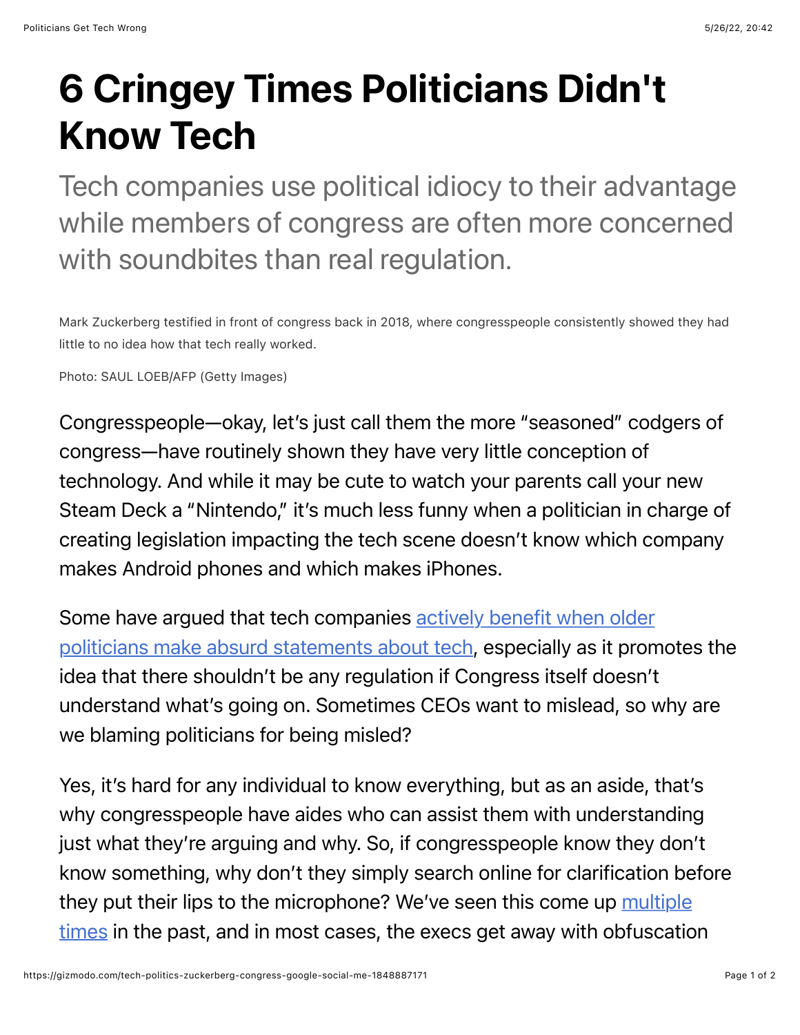# 6 Cringey Times Politicians Didn't Know Tech

Tech companies use political idiocy to their advantage while members of congress are often more concerned with soundbites than real regulation.

Mark Zuckerberg testified in front of congress back in 2018, where congresspeople consistently showed they had little to no idea how that tech really worked.

Photo: SAUL LOEB/AFP (Getty Images)

Congresspeople—okay, let's just call them the more "seasoned" codgers of congress—have routinely shown they have very little conception of technology. And while it may be cute to watch your parents call your new Steam Deck a "Nintendo," it's much less funny when a politician in charge of creating legislation impacting the tech scene doesn't know which company makes Android phones and which makes iPhones.

Some have argued that tech companies actively benefit when older politicians make absurd statements about tech, especially as it promotes the idea that there shouldn't be any regulation if Congress itself doesn't understand what's going on. Sometimes CEOs want to mislead, so why are we blaming politicians for being misled?

Yes, it's hard for any individual to know everything, but as an aside, that's why congresspeople have aides who can assist them with understanding just what they're arguing and why. So, if congresspeople know they don't know something, why don't they simply search online for clarification before they put their lips to the microphone? We've seen this come up multiple times in the past, and in most cases, the execs get away with obfuscation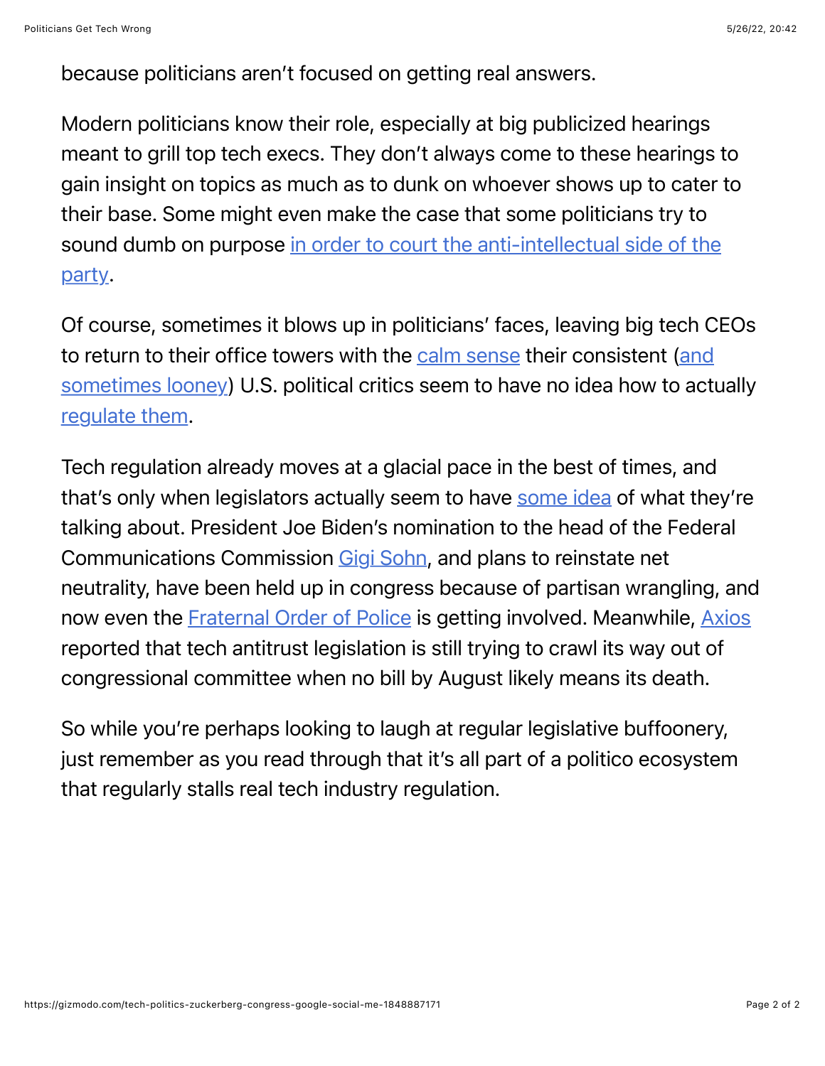because politicians aren't focused on getting real answers.

Modern politicians know their role, especially at big publicized hearings meant to grill top tech execs. They don't always come to these hearings to gain insight on topics as much as to dunk on whoever shows up to cater to their base. Some might even make the case that some politicians try to sound dumb on purpose in order to court the anti-intellectual side of the party.

Of course, sometimes it blows up in politicians' faces, leaving big tech CEOs to return to their office towers with the calm sense their consistent (and sometimes looney) U.S. political critics seem to have no idea how to actually regulate them.

Tech regulation already moves at a glacial pace in the best of times, and that's only when legislators actually seem to have some idea of what they're talking about. President Joe Biden's nomination to the head of the Federal Communications Commission Gigi Sohn, and plans to reinstate net neutrality, have been held up in congress because of partisan wrangling, and now even the Fraternal Order of Police is getting involved. Meanwhile, Axios reported that tech antitrust legislation is still trying to crawl its way out of congressional committee when no bill by August likely means its death.

So while you're perhaps looking to laugh at regular legislative buffoonery, just remember as you read through that it's all part of a politico ecosystem that regularly stalls real tech industry regulation.